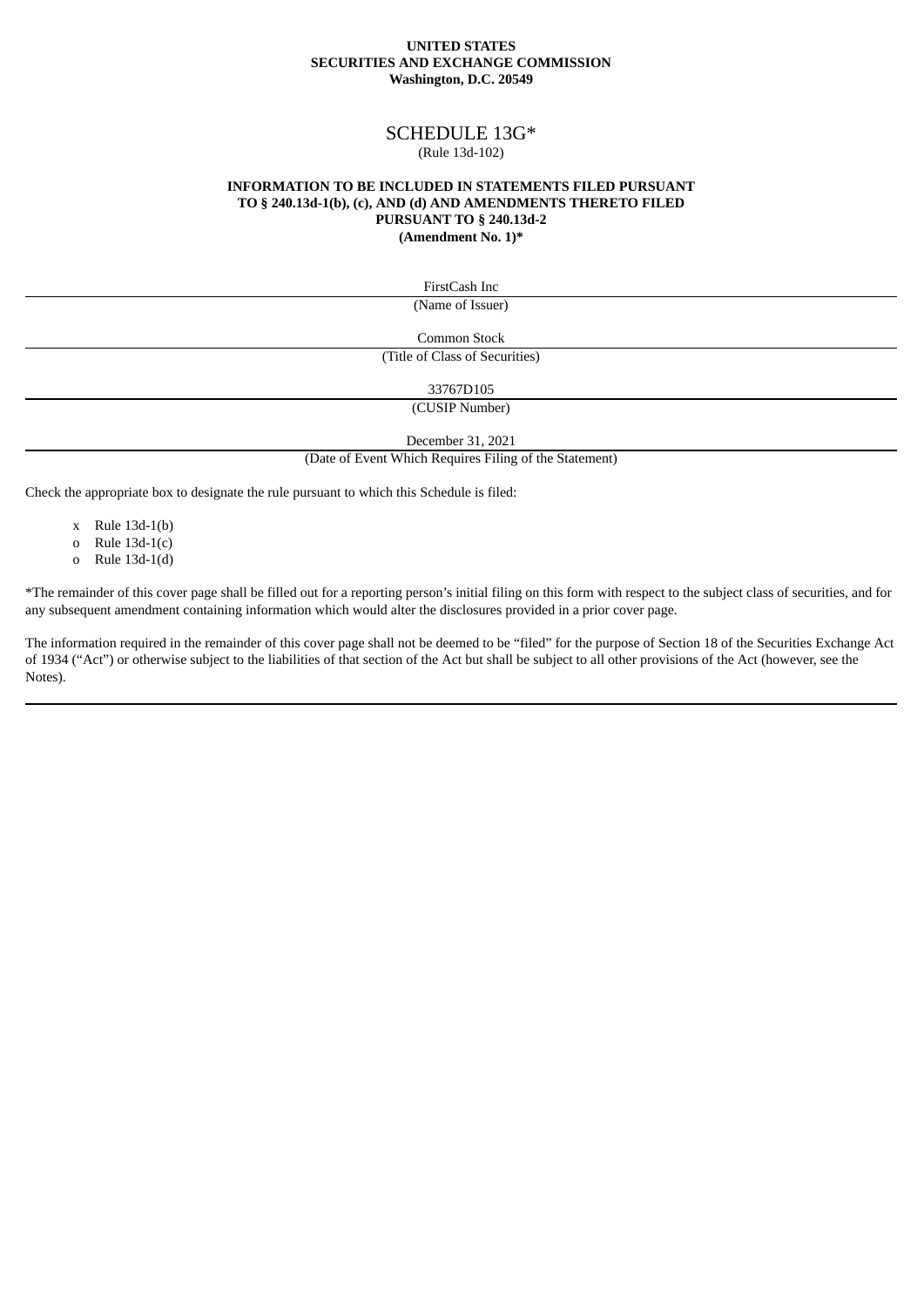**UNITED STATES**
**SECURITIES AND EXCHANGE COMMISSION**
**Washington, D.C. 20549**

# SCHEDULE 13G*

(Rule 13d-102)

**INFORMATION TO BE INCLUDED IN STATEMENTS FILED PURSUANT TO § 240.13d-1(b), (c), AND (d) AND AMENDMENTS THERETO FILED PURSUANT TO § 240.13d-2**
**(Amendment No. 1)***

FirstCash Inc

(Name of Issuer)

Common Stock

(Title of Class of Securities)

33767D105

(CUSIP Number)

December 31, 2021

(Date of Event Which Requires Filing of the Statement)

Check the appropriate box to designate the rule pursuant to which this Schedule is filed:

- x Rule 13d-1(b)
- o Rule 13d-1(c)
- o Rule 13d-1(d)

*The remainder of this cover page shall be filled out for a reporting person's initial filing on this form with respect to the subject class of securities, and for any subsequent amendment containing information which would alter the disclosures provided in a prior cover page.

The information required in the remainder of this cover page shall not be deemed to be "filed" for the purpose of Section 18 of the Securities Exchange Act of 1934 ("Act") or otherwise subject to the liabilities of that section of the Act but shall be subject to all other provisions of the Act (however, see the Notes).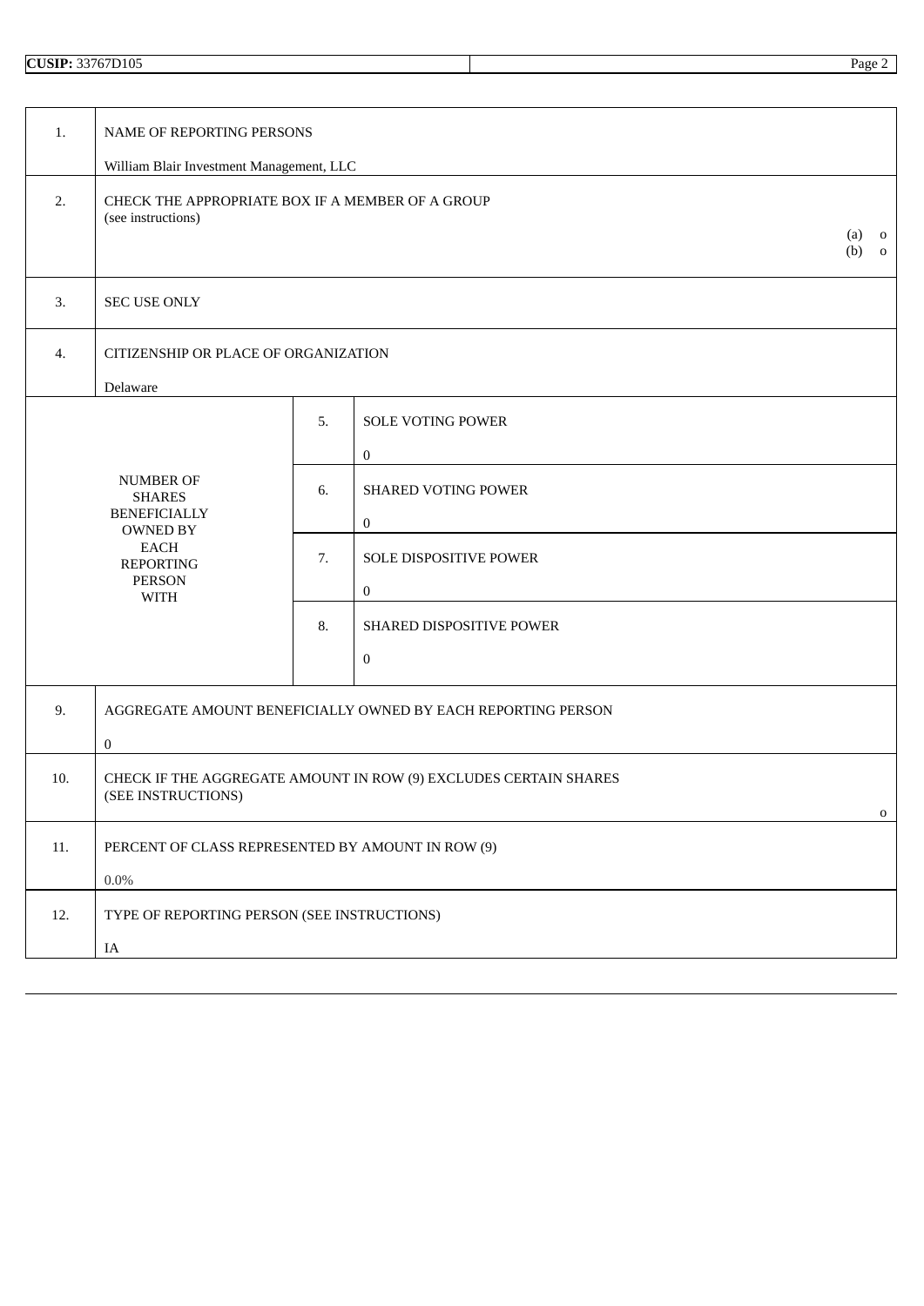**CUSIP:** 33767D105

| | | | |
|---|---|---|---|
| 1. | NAME OF REPORTING PERSONS<br><br>William Blair Investment Management, LLC | | |
| 2. | CHECK THE APPROPRIATE BOX IF A MEMBER OF A GROUP<br>(see instructions)<br>(a) o<br>(b) o | | |
| 3. | SEC USE ONLY | | |
| 4. | CITIZENSHIP OR PLACE OF ORGANIZATION<br><br>Delaware | | |
| NUMBER OF SHARES BENEFICIALLY OWNED BY EACH REPORTING PERSON WITH | 5. | SOLE VOTING POWER<br><br>0 | |
| | 6. | SHARED VOTING POWER<br><br>0 | |
| | 7. | SOLE DISPOSITIVE POWER<br><br>0 | |
| | 8. | SHARED DISPOSITIVE POWER<br><br>0 | |
| 9. | AGGREGATE AMOUNT BENEFICIALLY OWNED BY EACH REPORTING PERSON<br><br>0 | | |
| 10. | CHECK IF THE AGGREGATE AMOUNT IN ROW (9) EXCLUDES CERTAIN SHARES<br>(SEE INSTRUCTIONS)<br>o | | |
| 11. | PERCENT OF CLASS REPRESENTED BY AMOUNT IN ROW (9)<br><br>0.0% | | |
| 12. | TYPE OF REPORTING PERSON (SEE INSTRUCTIONS)<br><br>IA | | |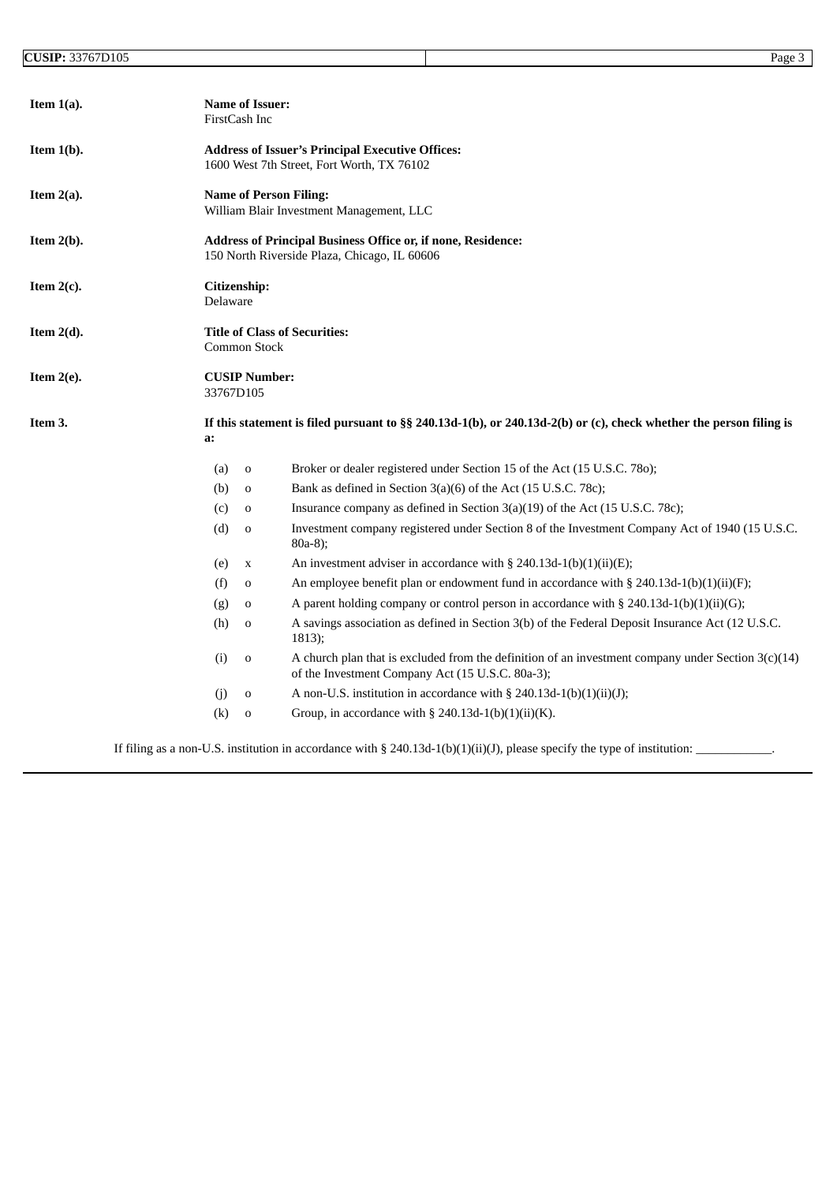**Item 1(a).** **Name of Issuer:**
FirstCash Inc

**Item 1(b).** **Address of Issuer's Principal Executive Offices:**
1600 West 7th Street, Fort Worth, TX 76102

**Item 2(a).** **Name of Person Filing:**
William Blair Investment Management, LLC

**Item 2(b).** **Address of Principal Business Office or, if none, Residence:**
150 North Riverside Plaza, Chicago, IL 60606

**Item 2(c).** **Citizenship:**
Delaware

**Item 2(d).** **Title of Class of Securities:**
Common Stock

**Item 2(e).** **CUSIP Number:**
33767D105

**Item 3.** **If this statement is filed pursuant to §§ 240.13d-1(b), or 240.13d-2(b) or (c), check whether the person filing is a:**

(a) o Broker or dealer registered under Section 15 of the Act (15 U.S.C. 78o);

(b) o Bank as defined in Section 3(a)(6) of the Act (15 U.S.C. 78c);

(c) o Insurance company as defined in Section 3(a)(19) of the Act (15 U.S.C. 78c);

(d) o Investment company registered under Section 8 of the Investment Company Act of 1940 (15 U.S.C. 80a-8);

(e) x An investment adviser in accordance with § 240.13d-1(b)(1)(ii)(E);

(f) o An employee benefit plan or endowment fund in accordance with § 240.13d-1(b)(1)(ii)(F);

(g) o A parent holding company or control person in accordance with § 240.13d-1(b)(1)(ii)(G);

(h) o A savings association as defined in Section 3(b) of the Federal Deposit Insurance Act (12 U.S.C. 1813);

(i) o A church plan that is excluded from the definition of an investment company under Section 3(c)(14) of the Investment Company Act (15 U.S.C. 80a-3);

(j) o A non-U.S. institution in accordance with § 240.13d-1(b)(1)(ii)(J);

(k) o Group, in accordance with § 240.13d-1(b)(1)(ii)(K).

If filing as a non-U.S. institution in accordance with § 240.13d-1(b)(1)(ii)(J), please specify the type of institution: ____________.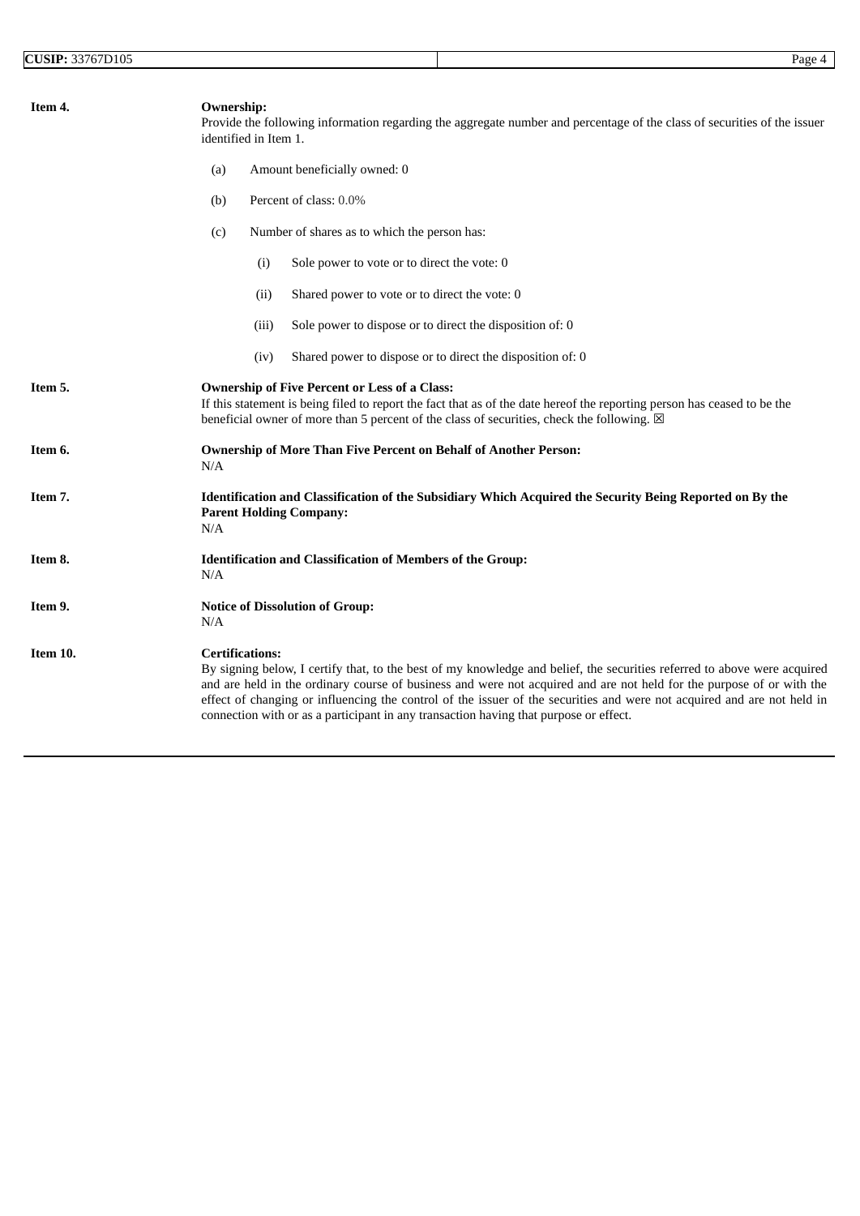**CUSIP:** 33767D105

**Item 4.** **Ownership:**

Provide the following information regarding the aggregate number and percentage of the class of securities of the issuer identified in Item 1.

(a) Amount beneficially owned: 0

(b) Percent of class: 0.0%

(c) Number of shares as to which the person has:

- (i) Sole power to vote or to direct the vote: 0
- (ii) Shared power to vote or to direct the vote: 0
- (iii) Sole power to dispose or to direct the disposition of: 0
- (iv) Shared power to dispose or to direct the disposition of: 0

**Item 5.** **Ownership of Five Percent or Less of a Class:**

If this statement is being filed to report the fact that as of the date hereof the reporting person has ceased to be the beneficial owner of more than 5 percent of the class of securities, check the following. ☒

**Item 6.** **Ownership of More Than Five Percent on Behalf of Another Person:**

N/A

**Item 7.** **Identification and Classification of the Subsidiary Which Acquired the Security Being Reported on By the Parent Holding Company:**

N/A

**Item 8.** **Identification and Classification of Members of the Group:**

N/A

**Item 9.** **Notice of Dissolution of Group:**

N/A

**Item 10.** **Certifications:**

By signing below, I certify that, to the best of my knowledge and belief, the securities referred to above were acquired and are held in the ordinary course of business and were not acquired and are not held for the purpose of or with the effect of changing or influencing the control of the issuer of the securities and were not acquired and are not held in connection with or as a participant in any transaction having that purpose or effect.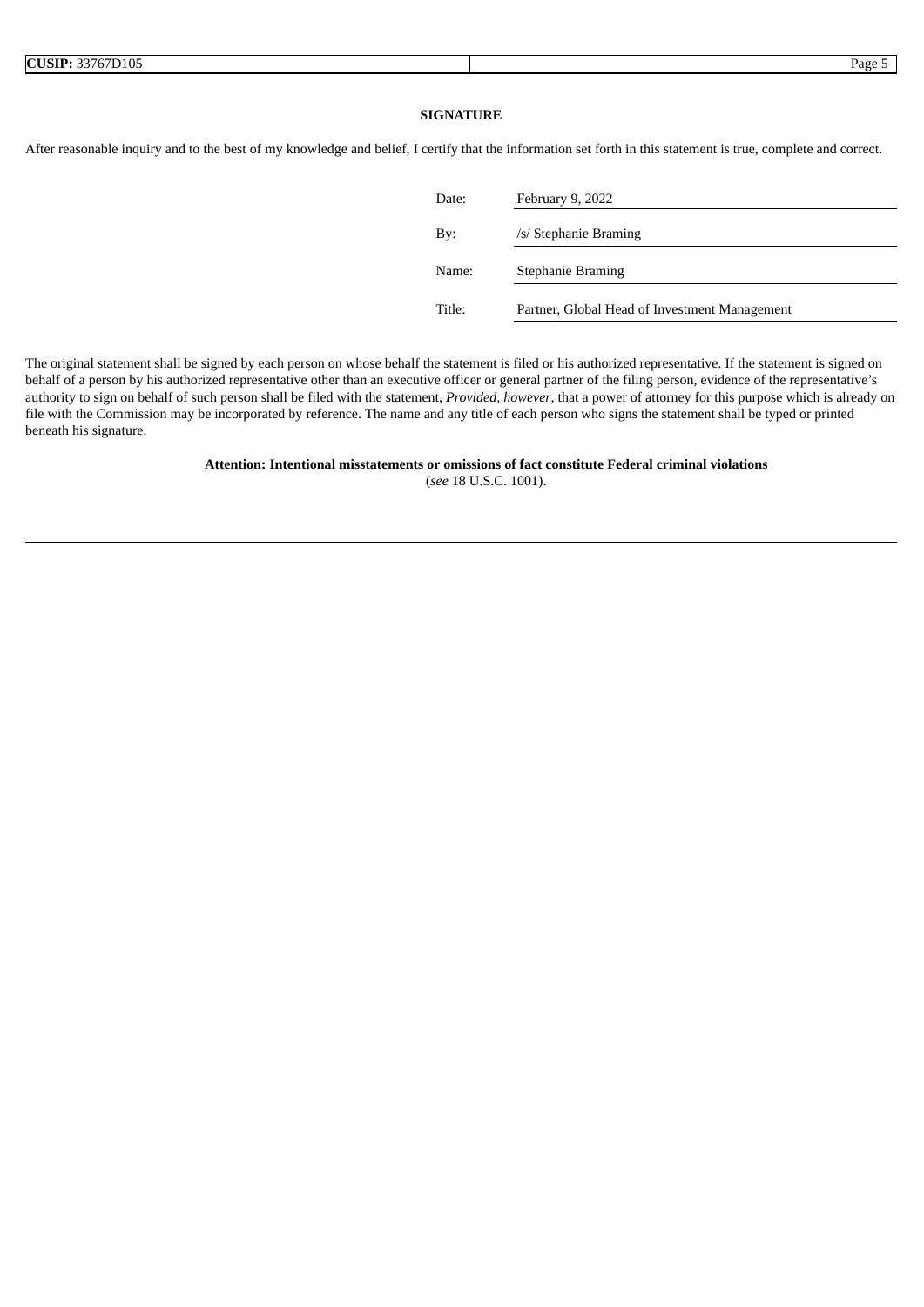## SIGNATURE

After reasonable inquiry and to the best of my knowledge and belief, I certify that the information set forth in this statement is true, complete and correct.

| | |
|---|---|
| Date: | February 9, 2022 |
| By: | /s/ Stephanie Braming |
| Name: | Stephanie Braming |
| Title: | Partner, Global Head of Investment Management |

The original statement shall be signed by each person on whose behalf the statement is filed or his authorized representative. If the statement is signed on behalf of a person by his authorized representative other than an executive officer or general partner of the filing person, evidence of the representative's authority to sign on behalf of such person shall be filed with the statement, *Provided, however*, that a power of attorney for this purpose which is already on file with the Commission may be incorporated by reference. The name and any title of each person who signs the statement shall be typed or printed beneath his signature.

**Attention: Intentional misstatements or omissions of fact constitute Federal criminal violations**
(*see* 18 U.S.C. 1001).